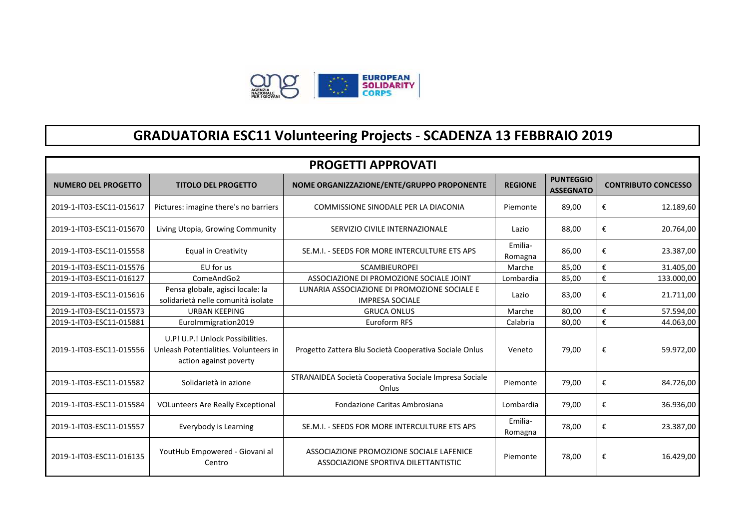# GRADUATORIA ESC11 Volunteering Projects - SCADENZA 13 FEBBRAIO 2019

## PROGETTI APPROVATI

| NUMERO DEL PROGETTO | TITOLO DEL PROGETTO | NOME ORGANIZZAZIONE/ENTE/GRUPPO PROPONENTE | REGIONE | PUNTEGGIO ASSEGNATO | CONTRIBUTO CONCESSO |
|---|---|---|---|---|---|
| 2019-1-IT03-ESC11-015617 | Pictures: imagine there's no barriers | COMMISSIONE SINODALE PER LA DIACONIA | Piemonte | 89,00 | € 12.189,60 |
| 2019-1-IT03-ESC11-015670 | Living Utopia, Growing Community | SERVIZIO CIVILE INTERNAZIONALE | Lazio | 88,00 | € 20.764,00 |
| 2019-1-IT03-ESC11-015558 | Equal in Creativity | SE.M.I. - SEEDS FOR MORE INTERCULTURE ETS APS | Emilia-Romagna | 86,00 | € 23.387,00 |
| 2019-1-IT03-ESC11-015576 | EU for us | SCAMBIEUROPEI | Marche | 85,00 | € 31.405,00 |
| 2019-1-IT03-ESC11-016127 | ComeAndGo2 | ASSOCIAZIONE DI PROMOZIONE SOCIALE JOINT | Lombardia | 85,00 | € 133.000,00 |
| 2019-1-IT03-ESC11-015616 | Pensa globale, agisci locale: la solidarietà nelle comunità isolate | LUNARIA ASSOCIAZIONE DI PROMOZIONE SOCIALE E IMPRESA SOCIALE | Lazio | 83,00 | € 21.711,00 |
| 2019-1-IT03-ESC11-015573 | URBAN KEEPING | GRUCA ONLUS | Marche | 80,00 | € 57.594,00 |
| 2019-1-IT03-ESC11-015881 | EuroImmigration2019 | Euroform RFS | Calabria | 80,00 | € 44.063,00 |
| 2019-1-IT03-ESC11-015556 | U.P! U.P.! Unlock Possibilities. Unleash Potentialities. Volunteers in action against poverty | Progetto Zattera Blu Società Cooperativa Sociale Onlus | Veneto | 79,00 | € 59.972,00 |
| 2019-1-IT03-ESC11-015582 | Solidarietà in azione | STRANAIDEA Società Cooperativa Sociale Impresa Sociale Onlus | Piemonte | 79,00 | € 84.726,00 |
| 2019-1-IT03-ESC11-015584 | VOLunteers Are Really Exceptional | Fondazione Caritas Ambrosiana | Lombardia | 79,00 | € 36.936,00 |
| 2019-1-IT03-ESC11-015557 | Everybody is Learning | SE.M.I. - SEEDS FOR MORE INTERCULTURE ETS APS | Emilia-Romagna | 78,00 | € 23.387,00 |
| 2019-1-IT03-ESC11-016135 | YoutHub Empowered - Giovani al Centro | ASSOCIAZIONE PROMOZIONE SOCIALE LAFENICE ASSOCIAZIONE SPORTIVA DILETTANTISTIC | Piemonte | 78,00 | € 16.429,00 |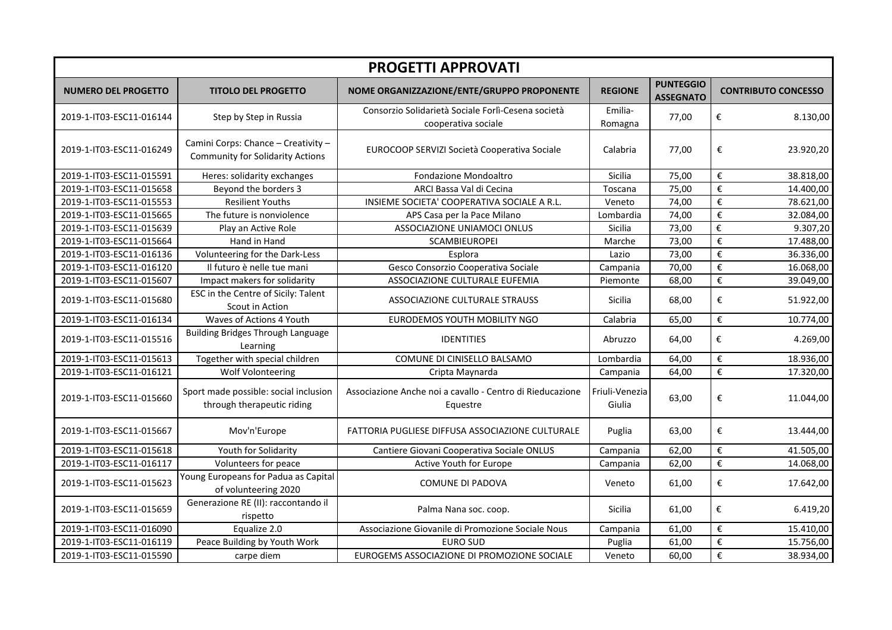| PROGETTI APPROVATI | | | | | |
|---|---|---|---|---|---|
| **NUMERO DEL PROGETTO** | **TITOLO DEL PROGETTO** | **NOME ORGANIZZAZIONE/ENTE/GRUPPO PROPONENTE** | **REGIONE** | **PUNTEGGIO ASSEGNATO** | **CONTRIBUTO CONCESSO** |
| 2019-1-IT03-ESC11-016144 | Step by Step in Russia | Consorzio Solidarietà Sociale Forlì-Cesena società cooperativa sociale | Emilia-Romagna | 77,00 | € 8.130,00 |
| 2019-1-IT03-ESC11-016249 | Camini Corps: Chance – Creativity – Community for Solidarity Actions | EUROCOOP SERVIZI Società Cooperativa Sociale | Calabria | 77,00 | € 23.920,20 |
| 2019-1-IT03-ESC11-015591 | Heres: solidarity exchanges | Fondazione Mondoaltro | Sicilia | 75,00 | € 38.818,00 |
| 2019-1-IT03-ESC11-015658 | Beyond the borders 3 | ARCI Bassa Val di Cecina | Toscana | 75,00 | € 14.400,00 |
| 2019-1-IT03-ESC11-015553 | Resilient Youths | INSIEME SOCIETA' COOPERATIVA SOCIALE A R.L. | Veneto | 74,00 | € 78.621,00 |
| 2019-1-IT03-ESC11-015665 | The future is nonviolence | APS Casa per la Pace Milano | Lombardia | 74,00 | € 32.084,00 |
| 2019-1-IT03-ESC11-015639 | Play an Active Role | ASSOCIAZIONE UNIAMOCI ONLUS | Sicilia | 73,00 | € 9.307,20 |
| 2019-1-IT03-ESC11-015664 | Hand in Hand | SCAMBIEUROPEI | Marche | 73,00 | € 17.488,00 |
| 2019-1-IT03-ESC11-016136 | Volunteering for the Dark-Less | Esplora | Lazio | 73,00 | € 36.336,00 |
| 2019-1-IT03-ESC11-016120 | Il futuro è nelle tue mani | Gesco Consorzio Cooperativa Sociale | Campania | 70,00 | € 16.068,00 |
| 2019-1-IT03-ESC11-015607 | Impact makers for solidarity | ASSOCIAZIONE CULTURALE EUFEMIA | Piemonte | 68,00 | € 39.049,00 |
| 2019-1-IT03-ESC11-015680 | ESC in the Centre of Sicily: Talent Scout in Action | ASSOCIAZIONE CULTURALE STRAUSS | Sicilia | 68,00 | € 51.922,00 |
| 2019-1-IT03-ESC11-016134 | Waves of Actions 4 Youth | EURODEMOS YOUTH MOBILITY NGO | Calabria | 65,00 | € 10.774,00 |
| 2019-1-IT03-ESC11-015516 | Building Bridges Through Language Learning | IDENTITIES | Abruzzo | 64,00 | € 4.269,00 |
| 2019-1-IT03-ESC11-015613 | Together with special children | COMUNE DI CINISELLO BALSAMO | Lombardia | 64,00 | € 18.936,00 |
| 2019-1-IT03-ESC11-016121 | Wolf Volonteering | Cripta Maynarda | Campania | 64,00 | € 17.320,00 |
| 2019-1-IT03-ESC11-015660 | Sport made possible: social inclusion through therapeutic riding | Associazione Anche noi a cavallo - Centro di Rieducazione Equestre | Friuli-Venezia Giulia | 63,00 | € 11.044,00 |
| 2019-1-IT03-ESC11-015667 | Mov'n'Europe | FATTORIA PUGLIESE DIFFUSA ASSOCIAZIONE CULTURALE | Puglia | 63,00 | € 13.444,00 |
| 2019-1-IT03-ESC11-015618 | Youth for Solidarity | Cantiere Giovani Cooperativa Sociale ONLUS | Campania | 62,00 | € 41.505,00 |
| 2019-1-IT03-ESC11-016117 | Volunteers for peace | Active Youth for Europe | Campania | 62,00 | € 14.068,00 |
| 2019-1-IT03-ESC11-015623 | Young Europeans for Padua as Capital of volunteering 2020 | COMUNE DI PADOVA | Veneto | 61,00 | € 17.642,00 |
| 2019-1-IT03-ESC11-015659 | Generazione RE (II): raccontando il rispetto | Palma Nana soc. coop. | Sicilia | 61,00 | € 6.419,20 |
| 2019-1-IT03-ESC11-016090 | Equalize 2.0 | Associazione Giovanile di Promozione Sociale Nous | Campania | 61,00 | € 15.410,00 |
| 2019-1-IT03-ESC11-016119 | Peace Building by Youth Work | EURO SUD | Puglia | 61,00 | € 15.756,00 |
| 2019-1-IT03-ESC11-015590 | carpe diem | EUROGEMS ASSOCIAZIONE DI PROMOZIONE SOCIALE | Veneto | 60,00 | € 38.934,00 |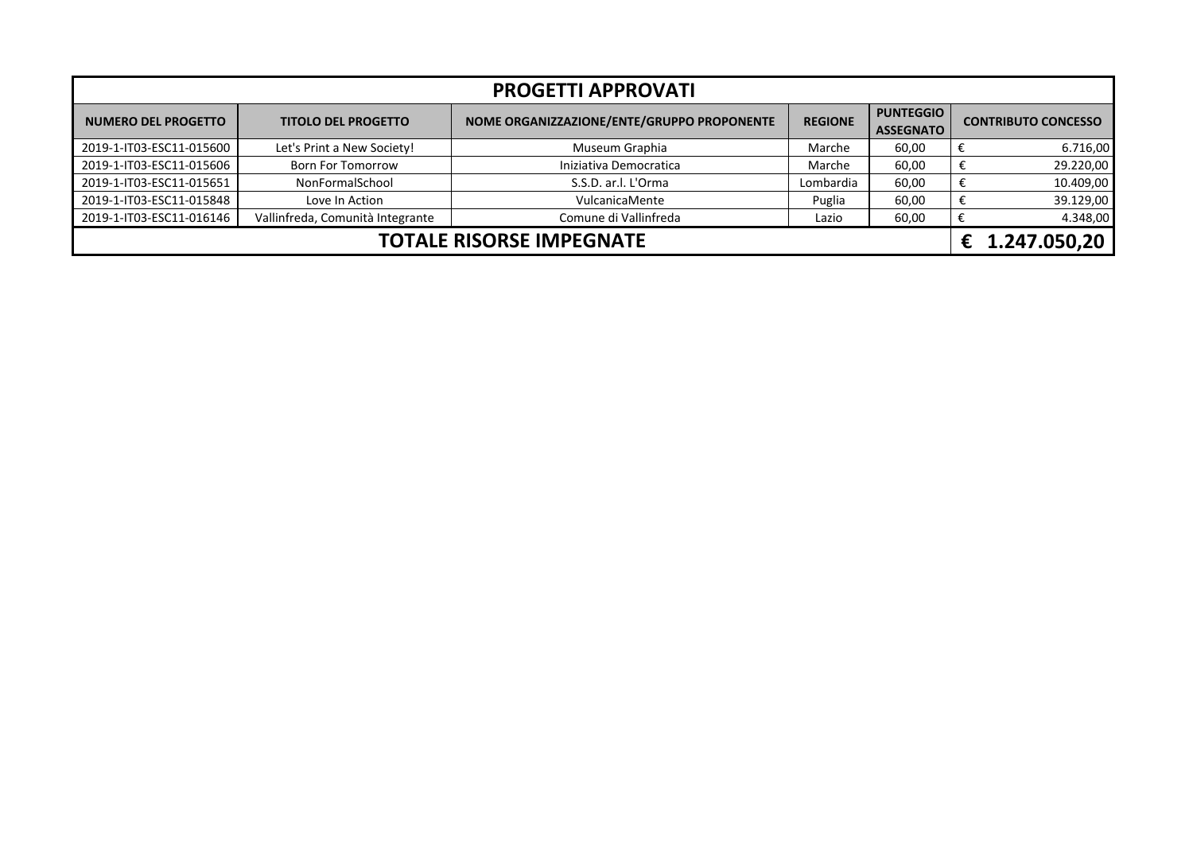| PROGETTI APPROVATI | | | | | |
|---|---|---|---|---|---|
| **NUMERO DEL PROGETTO** | **TITOLO DEL PROGETTO** | **NOME ORGANIZZAZIONE/ENTE/GRUPPO PROPONENTE** | **REGIONE** | **PUNTEGGIO ASSEGNATO** | **CONTRIBUTO CONCESSO** |
| 2019-1-IT03-ESC11-015600 | Let's Print a New Society! | Museum Graphia | Marche | 60,00 | € 6.716,00 |
| 2019-1-IT03-ESC11-015606 | Born For Tomorrow | Iniziativa Democratica | Marche | 60,00 | € 29.220,00 |
| 2019-1-IT03-ESC11-015651 | NonFormalSchool | S.S.D. ar.l. L'Orma | Lombardia | 60,00 | € 10.409,00 |
| 2019-1-IT03-ESC11-015848 | Love In Action | VulcanicaMente | Puglia | 60,00 | € 39.129,00 |
| 2019-1-IT03-ESC11-016146 | Vallinfreda, Comunità Integrante | Comune di Vallinfreda | Lazio | 60,00 | € 4.348,00 |
| **TOTALE RISORSE IMPEGNATE** | | | | | **€ 1.247.050,20** |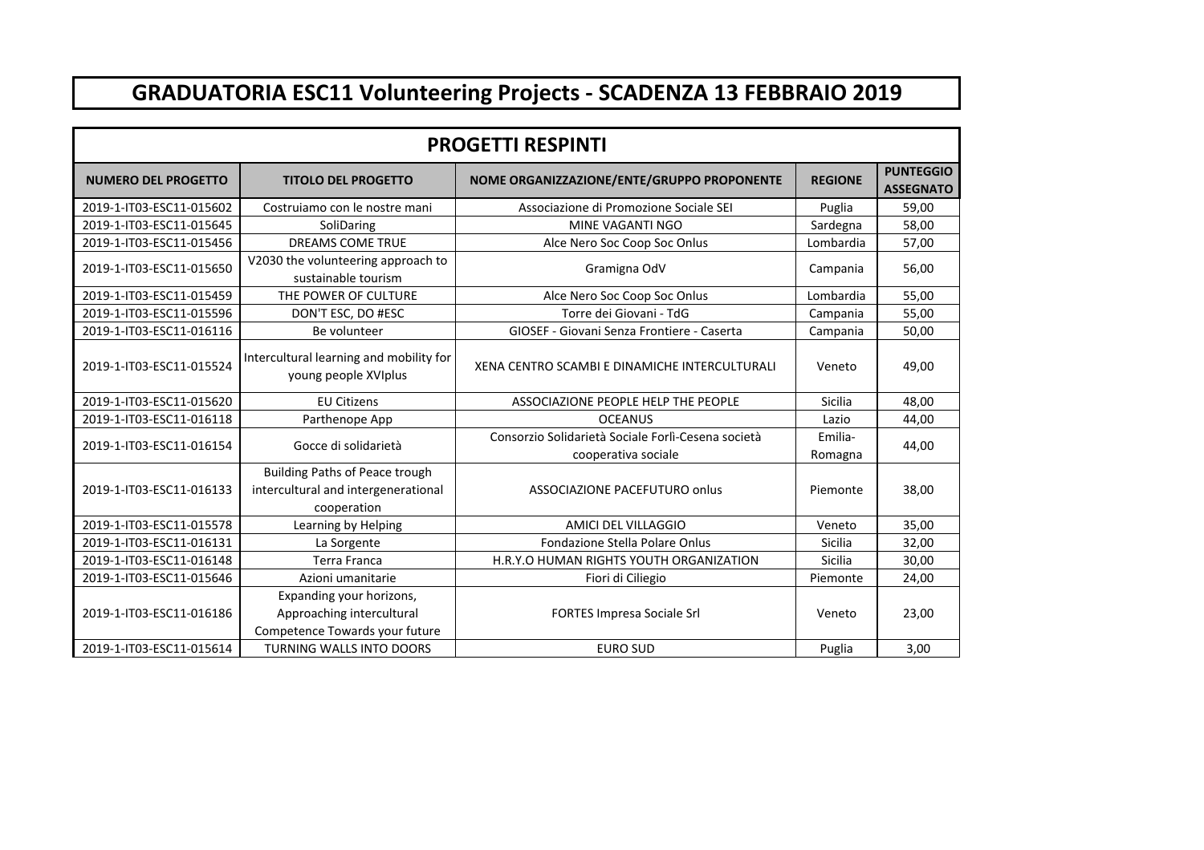# GRADUATORIA ESC11 Volunteering Projects - SCADENZA 13 FEBBRAIO 2019

## PROGETTI RESPINTI

| NUMERO DEL PROGETTO | TITOLO DEL PROGETTO | NOME ORGANIZZAZIONE/ENTE/GRUPPO PROPONENTE | REGIONE | PUNTEGGIO ASSEGNATO |
|---|---|---|---|---|
| 2019-1-IT03-ESC11-015602 | Costruiamo con le nostre mani | Associazione di Promozione Sociale SEI | Puglia | 59,00 |
| 2019-1-IT03-ESC11-015645 | SoliDaring | MINE VAGANTI NGO | Sardegna | 58,00 |
| 2019-1-IT03-ESC11-015456 | DREAMS COME TRUE | Alce Nero Soc Coop Soc Onlus | Lombardia | 57,00 |
| 2019-1-IT03-ESC11-015650 | V2030 the volunteering approach to sustainable tourism | Gramigna OdV | Campania | 56,00 |
| 2019-1-IT03-ESC11-015459 | THE POWER OF CULTURE | Alce Nero Soc Coop Soc Onlus | Lombardia | 55,00 |
| 2019-1-IT03-ESC11-015596 | DON'T ESC, DO #ESC | Torre dei Giovani - TdG | Campania | 55,00 |
| 2019-1-IT03-ESC11-016116 | Be volunteer | GIOSEF - Giovani Senza Frontiere - Caserta | Campania | 50,00 |
| 2019-1-IT03-ESC11-015524 | Intercultural learning and mobility for young people XVIplus | XENA CENTRO SCAMBI E DINAMICHE INTERCULTURALI | Veneto | 49,00 |
| 2019-1-IT03-ESC11-015620 | EU Citizens | ASSOCIAZIONE PEOPLE HELP THE PEOPLE | Sicilia | 48,00 |
| 2019-1-IT03-ESC11-016118 | Parthenope App | OCEANUS | Lazio | 44,00 |
| 2019-1-IT03-ESC11-016154 | Gocce di solidarietà | Consorzio Solidarietà Sociale Forlì-Cesena società cooperativa sociale | Emilia-Romagna | 44,00 |
| 2019-1-IT03-ESC11-016133 | Building Paths of Peace trough intercultural and intergenerational cooperation | ASSOCIAZIONE PACEFUTURO onlus | Piemonte | 38,00 |
| 2019-1-IT03-ESC11-015578 | Learning by Helping | AMICI DEL VILLAGGIO | Veneto | 35,00 |
| 2019-1-IT03-ESC11-016131 | La Sorgente | Fondazione Stella Polare Onlus | Sicilia | 32,00 |
| 2019-1-IT03-ESC11-016148 | Terra Franca | H.R.Y.O HUMAN RIGHTS YOUTH ORGANIZATION | Sicilia | 30,00 |
| 2019-1-IT03-ESC11-015646 | Azioni umanitarie | Fiori di Ciliegio | Piemonte | 24,00 |
| 2019-1-IT03-ESC11-016186 | Expanding your horizons, Approaching intercultural Competence Towards your future | FORTES Impresa Sociale Srl | Veneto | 23,00 |
| 2019-1-IT03-ESC11-015614 | TURNING WALLS INTO DOORS | EURO SUD | Puglia | 3,00 |